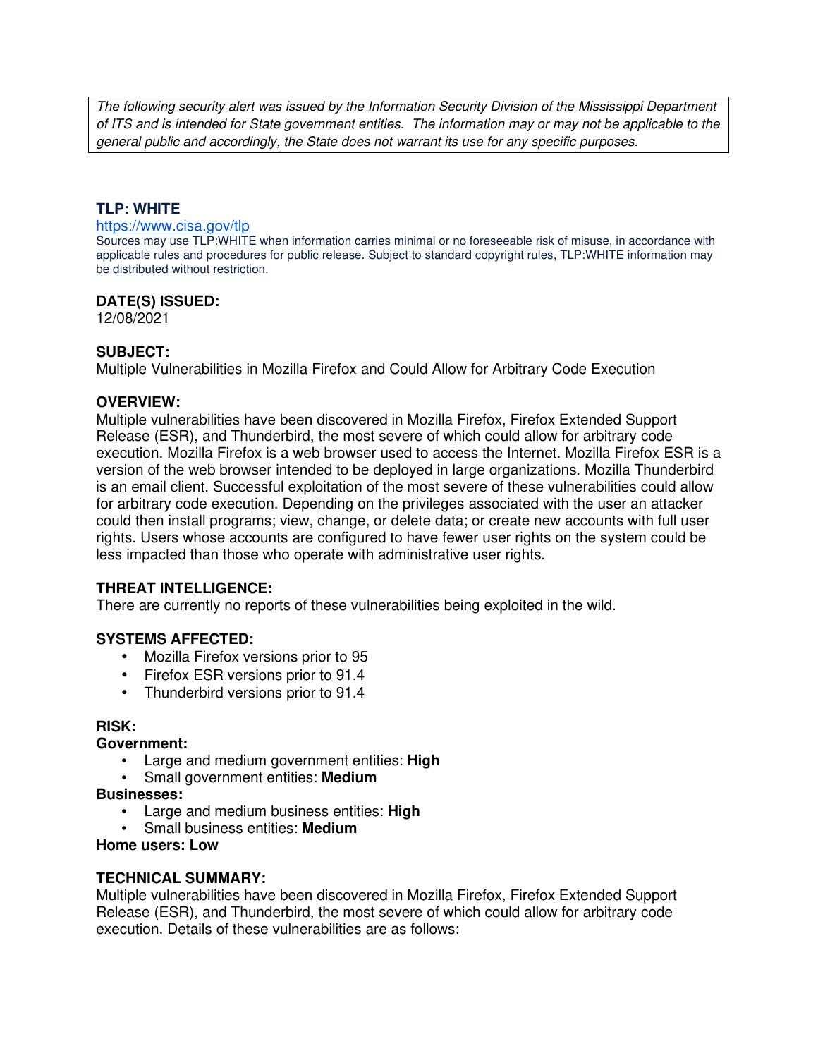*The following security alert was issued by the Information Security Division of the Mississippi Department of ITS and is intended for State government entities. The information may or may not be applicable to the general public and accordingly, the State does not warrant its use for any specific purposes.*

**TLP: WHITE**

https://www.cisa.gov/tlp

Sources may use TLP:WHITE when information carries minimal or no foreseeable risk of misuse, in accordance with applicable rules and procedures for public release. Subject to standard copyright rules, TLP:WHITE information may be distributed without restriction.

**DATE(S) ISSUED:**

12/08/2021

**SUBJECT:**

Multiple Vulnerabilities in Mozilla Firefox and Could Allow for Arbitrary Code Execution

**OVERVIEW:**

Multiple vulnerabilities have been discovered in Mozilla Firefox, Firefox Extended Support Release (ESR), and Thunderbird, the most severe of which could allow for arbitrary code execution. Mozilla Firefox is a web browser used to access the Internet. Mozilla Firefox ESR is a version of the web browser intended to be deployed in large organizations. Mozilla Thunderbird is an email client. Successful exploitation of the most severe of these vulnerabilities could allow for arbitrary code execution. Depending on the privileges associated with the user an attacker could then install programs; view, change, or delete data; or create new accounts with full user rights. Users whose accounts are configured to have fewer user rights on the system could be less impacted than those who operate with administrative user rights.

**THREAT INTELLIGENCE:**

There are currently no reports of these vulnerabilities being exploited in the wild.

**SYSTEMS AFFECTED:**

- Mozilla Firefox versions prior to 95
- Firefox ESR versions prior to 91.4
- Thunderbird versions prior to 91.4

**RISK:**

**Government:**

- Large and medium government entities: **High**
- Small government entities: **Medium**

**Businesses:**

- Large and medium business entities: **High**
- Small business entities: **Medium**

**Home users: Low**

**TECHNICAL SUMMARY:**

Multiple vulnerabilities have been discovered in Mozilla Firefox, Firefox Extended Support Release (ESR), and Thunderbird, the most severe of which could allow for arbitrary code execution. Details of these vulnerabilities are as follows: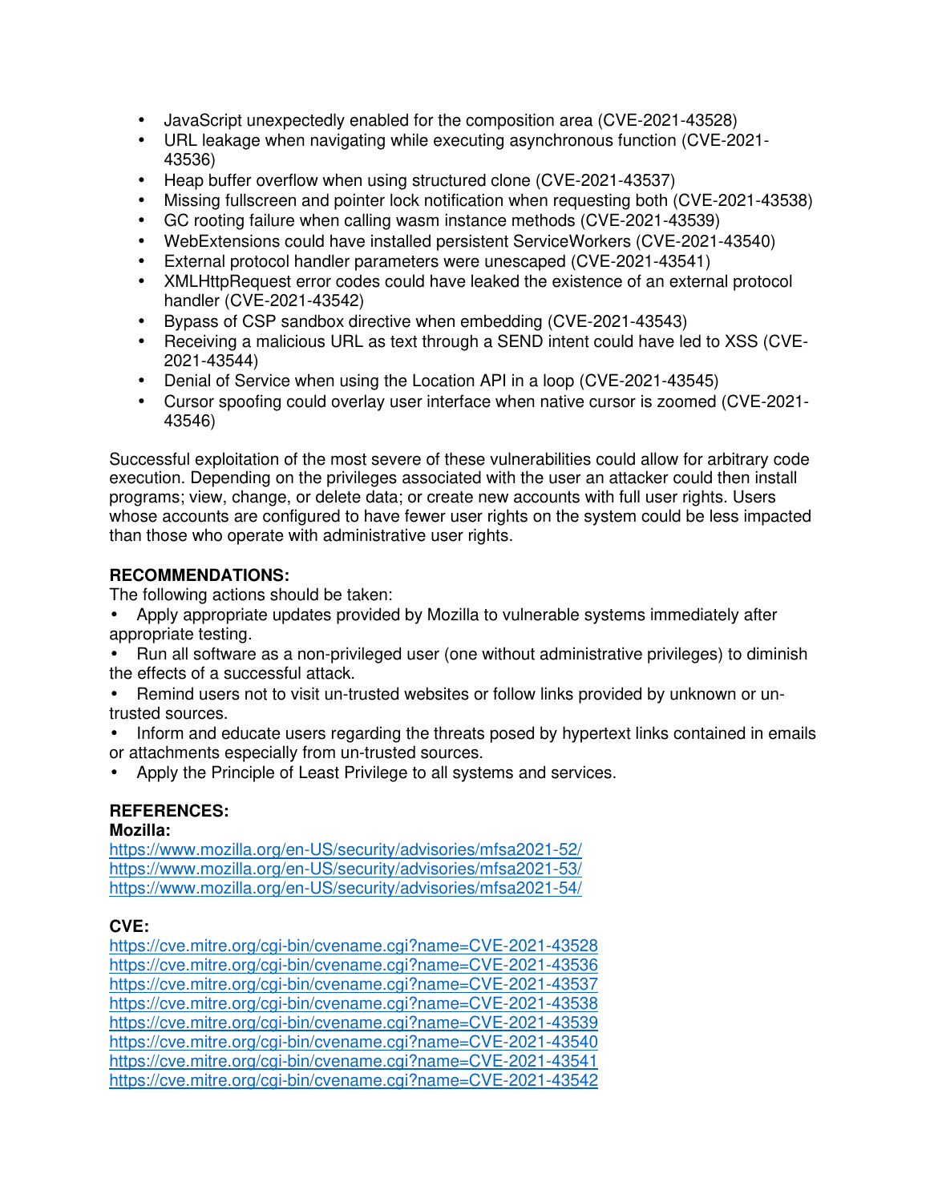- JavaScript unexpectedly enabled for the composition area (CVE-2021-43528)
- URL leakage when navigating while executing asynchronous function (CVE-2021-43536)
- Heap buffer overflow when using structured clone (CVE-2021-43537)
- Missing fullscreen and pointer lock notification when requesting both (CVE-2021-43538)
- GC rooting failure when calling wasm instance methods (CVE-2021-43539)
- WebExtensions could have installed persistent ServiceWorkers (CVE-2021-43540)
- External protocol handler parameters were unescaped (CVE-2021-43541)
- XMLHttpRequest error codes could have leaked the existence of an external protocol handler (CVE-2021-43542)
- Bypass of CSP sandbox directive when embedding (CVE-2021-43543)
- Receiving a malicious URL as text through a SEND intent could have led to XSS (CVE-2021-43544)
- Denial of Service when using the Location API in a loop (CVE-2021-43545)
- Cursor spoofing could overlay user interface when native cursor is zoomed (CVE-2021-43546)

Successful exploitation of the most severe of these vulnerabilities could allow for arbitrary code execution. Depending on the privileges associated with the user an attacker could then install programs; view, change, or delete data; or create new accounts with full user rights. Users whose accounts are configured to have fewer user rights on the system could be less impacted than those who operate with administrative user rights.

**RECOMMENDATIONS:**

The following actions should be taken:

- Apply appropriate updates provided by Mozilla to vulnerable systems immediately after appropriate testing.
- Run all software as a non-privileged user (one without administrative privileges) to diminish the effects of a successful attack.
- Remind users not to visit un-trusted websites or follow links provided by unknown or un-trusted sources.
- Inform and educate users regarding the threats posed by hypertext links contained in emails or attachments especially from un-trusted sources.
- Apply the Principle of Least Privilege to all systems and services.

**REFERENCES:**

**Mozilla:**

https://www.mozilla.org/en-US/security/advisories/mfsa2021-52/
https://www.mozilla.org/en-US/security/advisories/mfsa2021-53/
https://www.mozilla.org/en-US/security/advisories/mfsa2021-54/

**CVE:**

https://cve.mitre.org/cgi-bin/cvename.cgi?name=CVE-2021-43528
https://cve.mitre.org/cgi-bin/cvename.cgi?name=CVE-2021-43536
https://cve.mitre.org/cgi-bin/cvename.cgi?name=CVE-2021-43537
https://cve.mitre.org/cgi-bin/cvename.cgi?name=CVE-2021-43538
https://cve.mitre.org/cgi-bin/cvename.cgi?name=CVE-2021-43539
https://cve.mitre.org/cgi-bin/cvename.cgi?name=CVE-2021-43540
https://cve.mitre.org/cgi-bin/cvename.cgi?name=CVE-2021-43541
https://cve.mitre.org/cgi-bin/cvename.cgi?name=CVE-2021-43542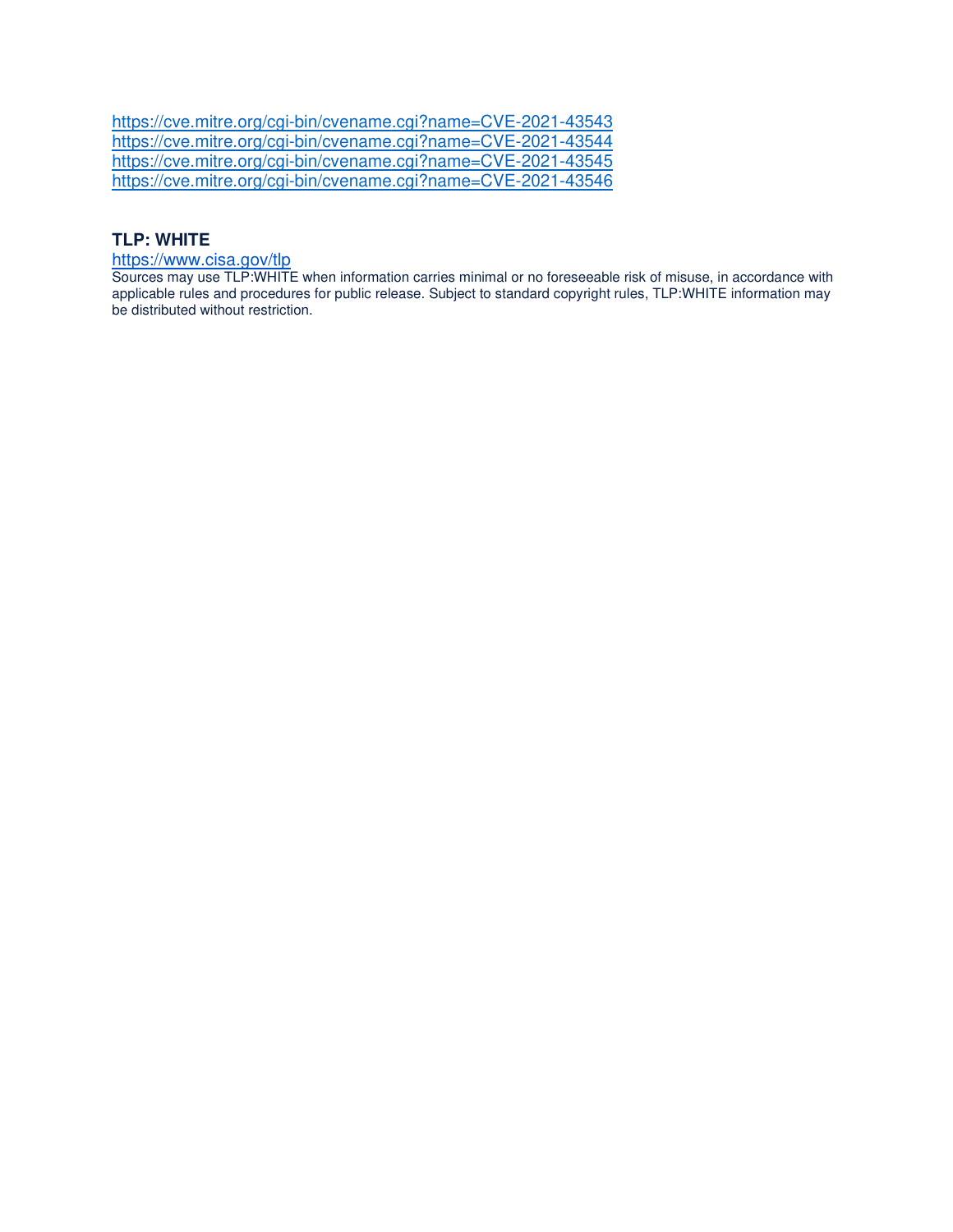https://cve.mitre.org/cgi-bin/cvename.cgi?name=CVE-2021-43543
https://cve.mitre.org/cgi-bin/cvename.cgi?name=CVE-2021-43544
https://cve.mitre.org/cgi-bin/cvename.cgi?name=CVE-2021-43545
https://cve.mitre.org/cgi-bin/cvename.cgi?name=CVE-2021-43546

**TLP: WHITE**

https://www.cisa.gov/tlp
Sources may use TLP:WHITE when information carries minimal or no foreseeable risk of misuse, in accordance with applicable rules and procedures for public release. Subject to standard copyright rules, TLP:WHITE information may be distributed without restriction.